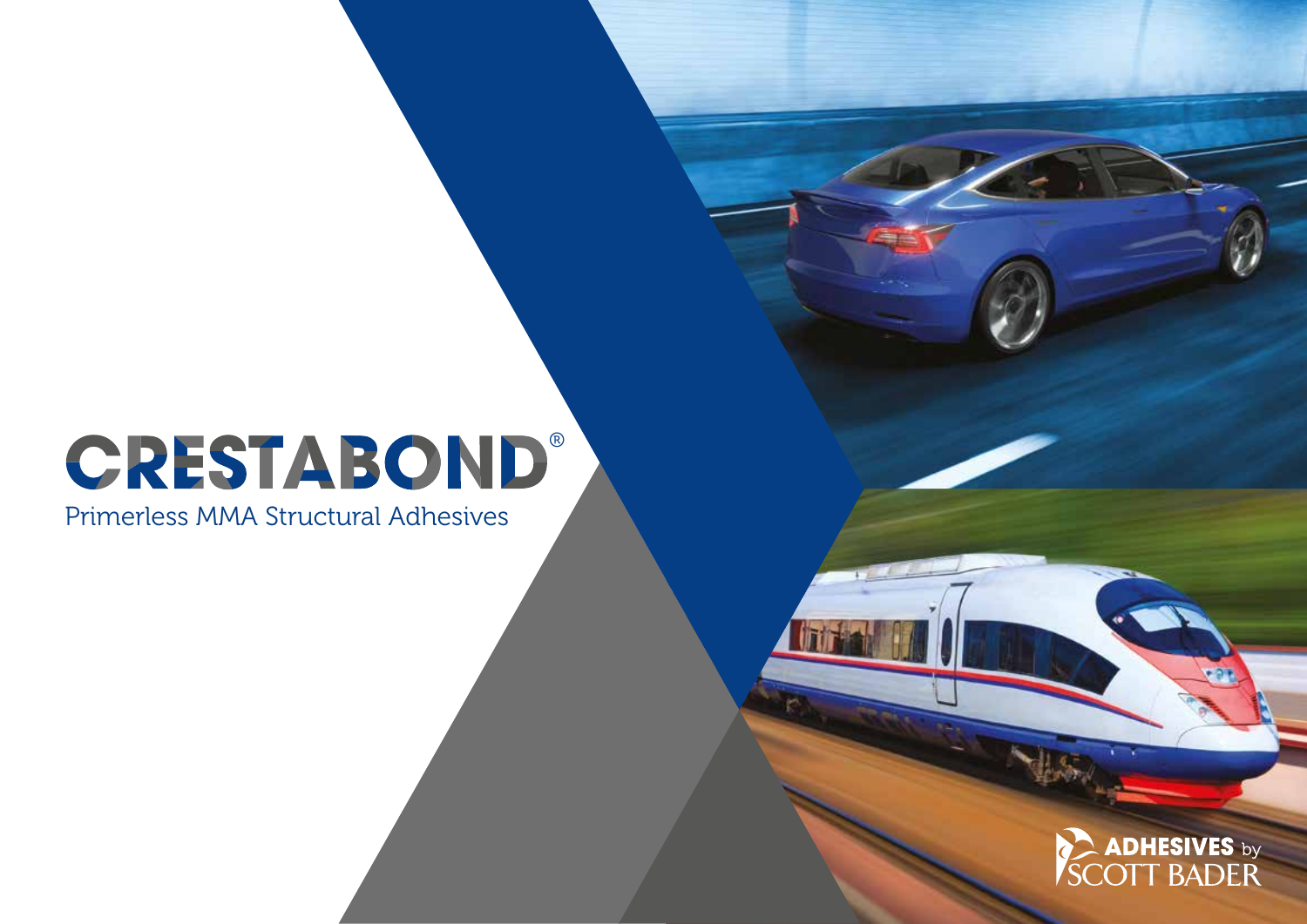# CRESTABOND®

Primerless MMA Structural Adhesives

ADHESIVES by SCOTT BADER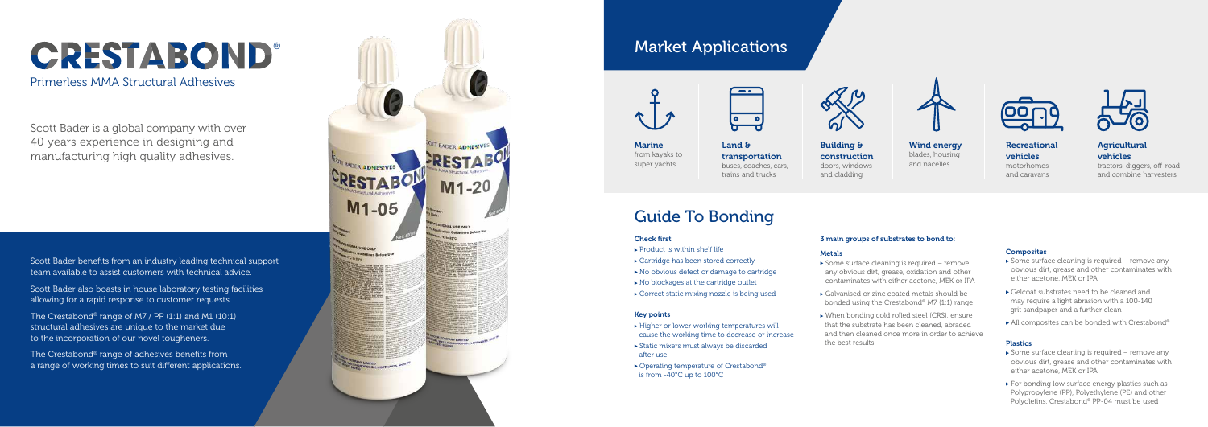# CRESTABOND®

Primerless MMA Structural Adhesives

Scott Bader is a global company with over 40 years experience in designing and manufacturing high quality adhesives.

Scott Bader benefits from an industry leading technical support team available to assist customers with technical advice.

Scott Bader also boasts in house laboratory testing facilities allowing for a rapid response to customer requests.

The Crestabond® range of M7 / PP (1:1) and M1 (10:1) structural adhesives are unique to the market due to the incorporation of our novel tougheners.

The Crestabond® range of adhesives benefits from a range of working times to suit different applications.

## Market Applications

**Marine** from kayaks to super yachts

**Land & transportation** buses, coaches, cars, trains and trucks

**Building & construction** doors, windows and cladding

**Wind energy** blades, housing and nacelles

**Recreational vehicles** motorhomes and caravans

**Agricultural vehicles** tractors, diggers, off-road and combine harvesters

## Guide To Bonding

### Check first

- Product is within shelf life
- Cartridge has been stored correctly
- No obvious defect or damage to cartridge
- No blockages at the cartridge outlet
- Correct static mixing nozzle is being used

### Key points

- Higher or lower working temperatures will cause the working time to decrease or increase
- Static mixers must always be discarded after use
- Operating temperature of Crestabond® is from -40°C up to 100°C

### 3 main groups of substrates to bond to:

#### Metals

- Some surface cleaning is required – remove any obvious dirt, grease, oxidation and other contaminates with either acetone, MEK or IPA
- Galvanised or zinc coated metals should be bonded using the Crestabond® M7 (1:1) range
- When bonding cold rolled steel (CRS), ensure that the substrate has been cleaned, abraded and then cleaned once more in order to achieve the best results

#### Composites

- Some surface cleaning is required – remove any obvious dirt, grease and other contaminates with either acetone, MEK or IPA
- Gelcoat substrates need to be cleaned and may require a light abrasion with a 100-140 grit sandpaper and a further clean
- All composites can be bonded with Crestabond®

#### Plastics

- Some surface cleaning is required – remove any obvious dirt, grease and other contaminates with either acetone, MEK or IPA
- For bonding low surface energy plastics such as Polypropylene (PP), Polyethylene (PE) and other Polyolefins, Crestabond® PP-04 must be used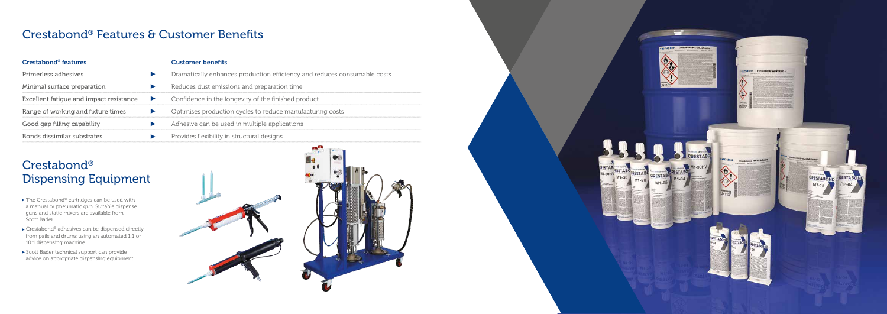## Crestabond® Features & Customer Benefits

| Crestabond® features | | Customer benefits |
|---|---|---|
| Primerless adhesives | ► | Dramatically enhances production efficiency and reduces consumable costs |
| Minimal surface preparation | ► | Reduces dust emissions and preparation time |
| Excellent fatigue and impact resistance | ► | Confidence in the longevity of the finished product |
| Range of working and fixture times | ► | Optimises production cycles to reduce manufacturing costs |
| Good gap filling capability | ► | Adhesive can be used in multiple applications |
| Bonds dissimilar substrates | ► | Provides flexibility in structural designs |

## Crestabond® Dispensing Equipment

- The Crestabond® cartridges can be used with a manual or pneumatic gun. Suitable dispense guns and static mixers are available from Scott Bader
- Crestabond® adhesives can be dispensed directly from pails and drums using an automated 1:1 or 10:1 dispensing machine
- Scott Bader technical support can provide advice on appropriate dispensing equipment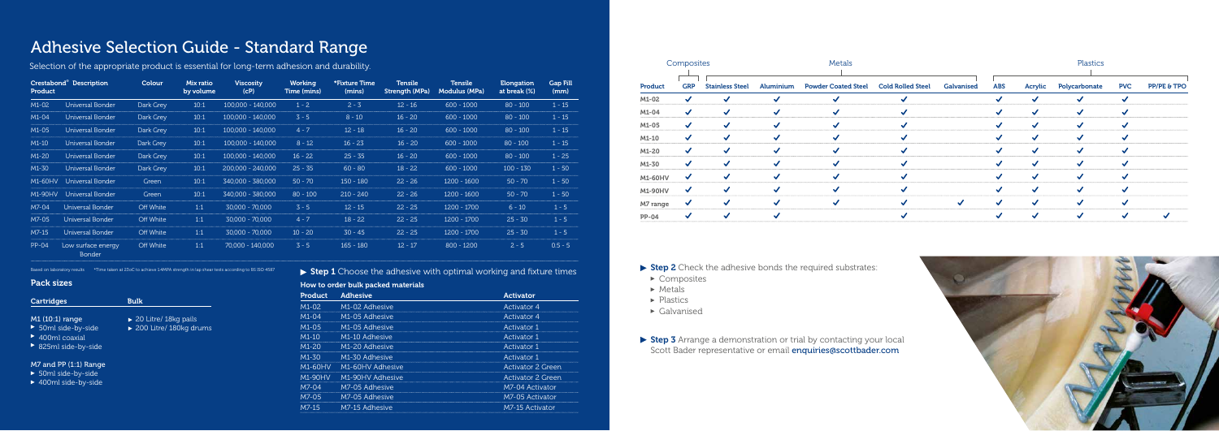# Adhesive Selection Guide - Standard Range

Selection of the appropriate product is essential for long-term adhesion and durability.

| Crestabond® Product | Description | Colour | Mix ratio by volume | Viscosity (cP) | Working Time (mins) | *Fixture Time (mins) | Tensile Strength (MPa) | Tensile Modulus (MPa) | Elongation at break (%) | Gap Fill (mm) |
|---|---|---|---|---|---|---|---|---|---|---|
| M1-02 | Universal Bonder | Dark Grey | 10:1 | 100,000 - 140,000 | 1 - 2 | 2 - 3 | 12 - 16 | 600 - 1000 | 80 - 100 | 1 - 15 |
| M1-04 | Universal Bonder | Dark Grey | 10:1 | 100,000 - 140,000 | 3 - 5 | 8 - 10 | 16 - 20 | 600 - 1000 | 80 - 100 | 1 - 15 |
| M1-05 | Universal Bonder | Dark Grey | 10:1 | 100,000 - 140,000 | 4 - 7 | 12 - 18 | 16 - 20 | 600 - 1000 | 80 - 100 | 1 - 15 |
| M1-10 | Universal Bonder | Dark Grey | 10:1 | 100,000 - 140,000 | 8 - 12 | 16 - 23 | 16 - 20 | 600 - 1000 | 80 - 100 | 1 - 15 |
| M1-20 | Universal Bonder | Dark Grey | 10:1 | 100,000 - 140,000 | 16 - 22 | 25 - 35 | 16 - 20 | 600 - 1000 | 80 - 100 | 1 - 25 |
| M1-30 | Universal Bonder | Dark Grey | 10:1 | 200,000 - 240,000 | 25 - 35 | 60 - 80 | 18 - 22 | 600 - 1000 | 100 - 130 | 1 - 50 |
| M1-60HV | Universal Bonder | Green | 10:1 | 340,000 - 380,000 | 50 - 70 | 150 - 180 | 22 - 26 | 1200 - 1600 | 50 - 70 | 1 - 50 |
| M1-90HV | Universal Bonder | Green | 10:1 | 340,000 - 380,000 | 80 - 100 | 210 - 240 | 22 - 26 | 1200 - 1600 | 50 - 70 | 1 - 50 |
| M7-04 | Universal Bonder | Off White | 1:1 | 30,000 - 70,000 | 3 - 5 | 12 - 15 | 22 - 25 | 1200 - 1700 | 6 - 10 | 1 - 5 |
| M7-05 | Universal Bonder | Off White | 1:1 | 30,000 - 70,000 | 4 - 7 | 18 - 22 | 22 - 25 | 1200 - 1700 | 25 - 30 | 1 - 5 |
| M7-15 | Universal Bonder | Off White | 1:1 | 30,000 - 70,000 | 10 - 20 | 30 - 45 | 22 - 25 | 1200 - 1700 | 25 - 30 | 1 - 5 |
| PP-04 | Low surface energy Bonder | Off White | 1:1 | 70,000 - 140,000 | 3 - 5 | 165 - 180 | 12 - 17 | 800 - 1200 | 2 - 5 | 0.5 - 5 |

Based on laboratory results    *Time taken at 23oC to achieve 1.4MPA strength in lap shear tests according to BS ISO 4587

## Pack sizes

| Cartridges | Bulk |
|---|---|
| **M1 (10:1) range** | ▸ 20 Litre/ 18kg pails |
| ▸ 50ml side-by-side | ▸ 200 Litre/ 180kg drums |
| ▸ 400ml coaxial | |
| ▸ 825ml side-by-side | |
| **M7 and PP (1:1) Range** | |
| ▸ 50ml side-by-side | |
| ▸ 400ml side-by-side | |

▸ **Step 1** Choose the adhesive with optimal working and fixture times

### How to order bulk packed materials

| Product | Adhesive | Activator |
|---|---|---|
| M1-02 | M1-02 Adhesive | Activator 4 |
| M1-04 | M1-05 Adhesive | Activator 4 |
| M1-05 | M1-05 Adhesive | Activator 1 |
| M1-10 | M1-10 Adhesive | Activator 1 |
| M1-20 | M1-20 Adhesive | Activator 1 |
| M1-30 | M1-30 Adhesive | Activator 1 |
| M1-60HV | M1-60HV Adhesive | Activator 2 Green |
| M1-90HV | M1-90HV Adhesive | Activator 2 Green |
| M7-04 | M7-05 Adhesive | M7-04 Activator |
| M7-05 | M7-05 Adhesive | M7-05 Activator |
| M7-15 | M7-15 Adhesive | M7-15 Activator |

| | Composites | Metals | | | | | Plastics | | | | |
|---|---|---|---|---|---|---|---|---|---|---|---|
| **Product** | **GRP** | **Stainless Steel** | **Aluminium** | **Powder Coated Steel** | **Cold Rolled Steel** | **Galvanised** | **ABS** | **Acrylic** | **Polycarbonate** | **PVC** | **PP/PE & TPO** |
| M1-02 | ✓ | ✓ | ✓ | ✓ | ✓ | | ✓ | ✓ | ✓ | ✓ | |
| M1-04 | ✓ | ✓ | ✓ | ✓ | ✓ | | ✓ | ✓ | ✓ | ✓ | |
| M1-05 | ✓ | ✓ | ✓ | ✓ | ✓ | | ✓ | ✓ | ✓ | ✓ | |
| M1-10 | ✓ | ✓ | ✓ | ✓ | ✓ | | ✓ | ✓ | ✓ | ✓ | |
| M1-20 | ✓ | ✓ | ✓ | ✓ | ✓ | | ✓ | ✓ | ✓ | ✓ | |
| M1-30 | ✓ | ✓ | ✓ | ✓ | ✓ | | ✓ | ✓ | ✓ | ✓ | |
| M1-60HV | ✓ | ✓ | ✓ | ✓ | ✓ | | ✓ | ✓ | ✓ | ✓ | |
| M1-90HV | ✓ | ✓ | ✓ | ✓ | ✓ | | ✓ | ✓ | ✓ | ✓ | |
| M7 range | ✓ | ✓ | ✓ | ✓ | ✓ | ✓ | ✓ | ✓ | ✓ | ✓ | |
| PP-04 | ✓ | ✓ | ✓ | | ✓ | | ✓ | ✓ | ✓ | ✓ | ✓ |

▸ **Step 2** Check the adhesive bonds the required substrates:

- ▸ Composites
- ▸ Metals
- ▸ Plastics
- ▸ Galvanised

▸ **Step 3** Arrange a demonstration or trial by contacting your local Scott Bader representative or email **enquiries@scottbader.com**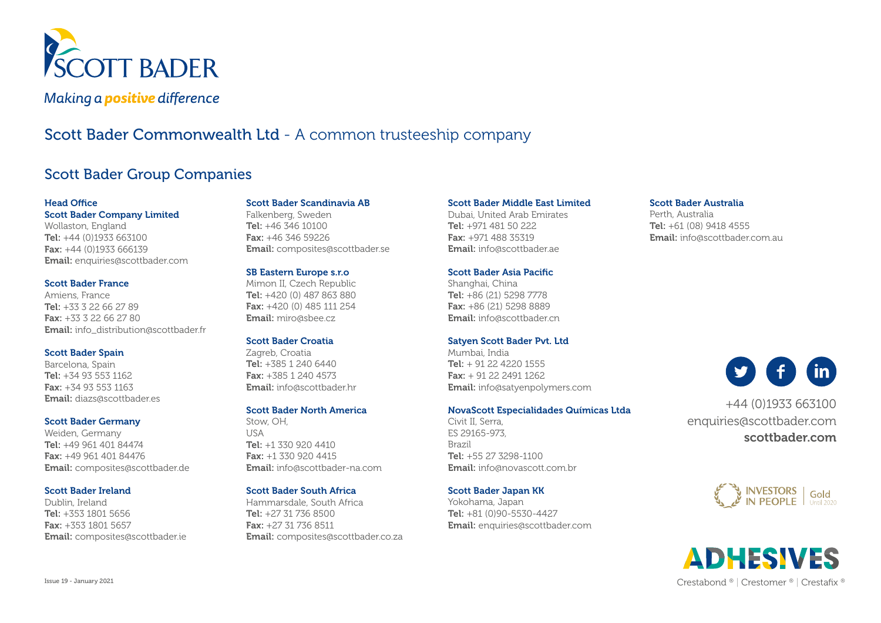SCOTT BADER

*Making a positive difference*

## Scott Bader Commonwealth Ltd - A common trusteeship company

## Scott Bader Group Companies

**Head Office**
**Scott Bader Company Limited**
Wollaston, England
**Tel:** +44 (0)1933 663100
**Fax:** +44 (0)1933 666139
**Email:** enquiries@scottbader.com

**Scott Bader France**
Amiens, France
**Tel:** +33 3 22 66 27 89
**Fax:** +33 3 22 66 27 80
**Email:** info_distribution@scottbader.fr

**Scott Bader Spain**
Barcelona, Spain
**Tel:** +34 93 553 1162
**Fax:** +34 93 553 1163
**Email:** diazs@scottbader.es

**Scott Bader Germany**
Weiden, Germany
**Tel:** +49 961 401 84474
**Fax:** +49 961 401 84476
**Email:** composites@scottbader.de

**Scott Bader Ireland**
Dublin, Ireland
**Tel:** +353 1801 5656
**Fax:** +353 1801 5657
**Email:** composites@scottbader.ie

**Scott Bader Scandinavia AB**
Falkenberg, Sweden
**Tel:** +46 346 10100
**Fax:** +46 346 59226
**Email:** composites@scottbader.se

**SB Eastern Europe s.r.o**
Mimon II, Czech Republic
**Tel:** +420 (0) 487 863 880
**Fax:** +420 (0) 485 111 254
**Email:** miro@sbee.cz

**Scott Bader Croatia**
Zagreb, Croatia
**Tel:** +385 1 240 6440
**Fax:** +385 1 240 4573
**Email:** info@scottbader.hr

**Scott Bader North America**
Stow, OH,
USA
**Tel:** +1 330 920 4410
**Fax:** +1 330 920 4415
**Email:** info@scottbader-na.com

**Scott Bader South Africa**
Hammarsdale, South Africa
**Tel:** +27 31 736 8500
**Fax:** +27 31 736 8511
**Email:** composites@scottbader.co.za

**Scott Bader Middle East Limited**
Dubai, United Arab Emirates
**Tel:** +971 481 50 222
**Fax:** +971 488 35319
**Email:** info@scottbader.ae

**Scott Bader Asia Pacific**
Shanghai, China
**Tel:** +86 (21) 5298 7778
**Fax:** +86 (21) 5298 8889
**Email:** info@scottbader.cn

**Satyen Scott Bader Pvt. Ltd**
Mumbai, India
**Tel:** + 91 22 4220 1555
**Fax:** + 91 22 2491 1262
**Email:** info@satyenpolymers.com

**NovaScott Especialidades Químicas Ltda**
Civit II, Serra,
ES 29165-973,
Brazil
**Tel:** +55 27 3298-1100
**Email:** info@novascott.com.br

**Scott Bader Japan KK**
Yokohama, Japan
**Tel:** +81 (0)90-5530-4427
**Email:** enquiries@scottbader.com

**Scott Bader Australia**
Perth, Australia
**Tel:** +61 (08) 9418 4555
**Email:** info@scottbader.com.au

+44 (0)1933 663100
enquiries@scottbader.com
**scottbader.com**

INVESTORS IN PEOPLE | Gold Until 2020

ADHESIVES
Crestabond ® | Crestomer ® | Crestafix ®

Issue 19 - January 2021